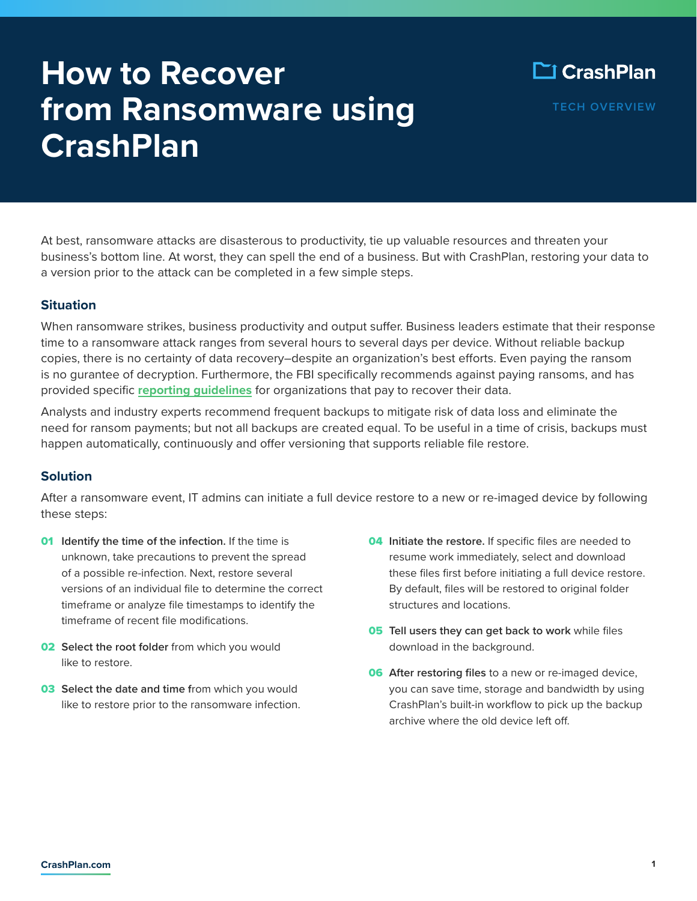# How to Recover from Ransomware using CrashPlan

CrashPlan

TECH OVERVIEW

At best, ransomware attacks are disasterous to productivity, tie up valuable resources and threaten your business's bottom line. At worst, they can spell the end of a business. But with CrashPlan, restoring your data to a version prior to the attack can be completed in a few simple steps.

## Situation

When ransomware strikes, business productivity and output suffer. Business leaders estimate that their response time to a ransomware attack ranges from several hours to several days per device. Without reliable backup copies, there is no certainty of data recovery–despite an organization's best efforts. Even paying the ransom is no gurantee of decryption. Furthermore, the FBI specifically recommends against paying ransoms, and has provided specific **reporting guidelines** for organizations that pay to recover their data.

Analysts and industry experts recommend frequent backups to mitigate risk of data loss and eliminate the need for ransom payments; but not all backups are created equal. To be useful in a time of crisis, backups must happen automatically, continuously and offer versioning that supports reliable file restore.

## Solution

After a ransomware event, IT admins can initiate a full device restore to a new or re-imaged device by following these steps:

**01** **Identify the time of the infection.** If the time is unknown, take precautions to prevent the spread of a possible re-infection. Next, restore several versions of an individual file to determine the correct timeframe or analyze file timestamps to identify the timeframe of recent file modifications.

**02** **Select the root folder** from which you would like to restore.

**03** **Select the date and time f**rom which you would like to restore prior to the ransomware infection.

**04** **Initiate the restore.** If specific files are needed to resume work immediately, select and download these files first before initiating a full device restore. By default, files will be restored to original folder structures and locations.

**05** **Tell users they can get back to work** while files download in the background.

**06** **After restoring files** to a new or re-imaged device, you can save time, storage and bandwidth by using CrashPlan's built-in workflow to pick up the backup archive where the old device left off.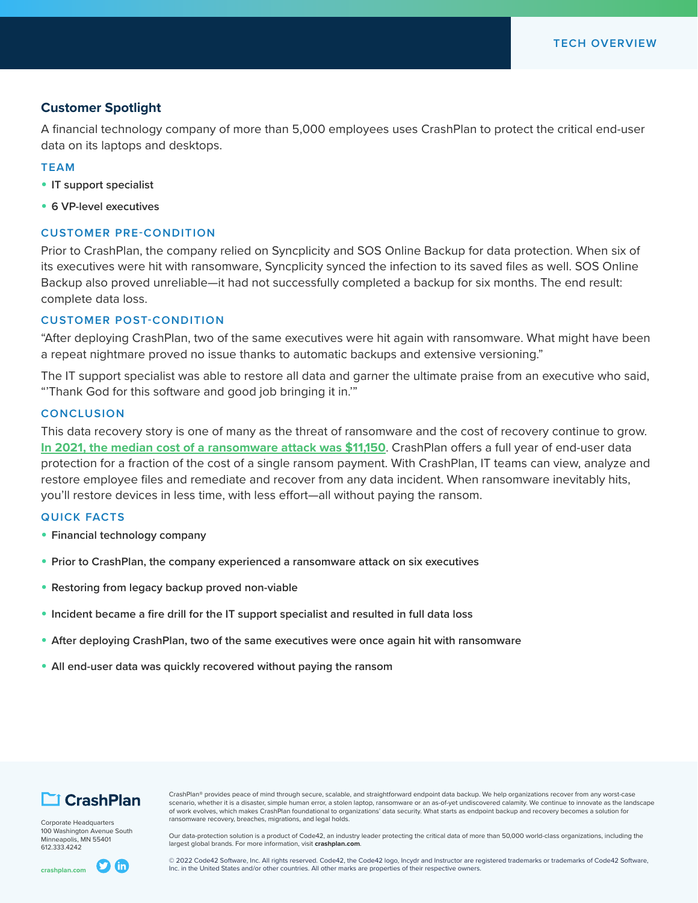## Customer Spotlight

A financial technology company of more than 5,000 employees uses CrashPlan to protect the critical end-user data on its laptops and desktops.

### TEAM

- **IT support specialist**
- **6 VP-level executives**

### CUSTOMER PRE-CONDITION

Prior to CrashPlan, the company relied on Syncplicity and SOS Online Backup for data protection. When six of its executives were hit with ransomware, Syncplicity synced the infection to its saved files as well. SOS Online Backup also proved unreliable—it had not successfully completed a backup for six months. The end result: complete data loss.

### CUSTOMER POST-CONDITION

"After deploying CrashPlan, two of the same executives were hit again with ransomware. What might have been a repeat nightmare proved no issue thanks to automatic backups and extensive versioning."

The IT support specialist was able to restore all data and garner the ultimate praise from an executive who said, "'Thank God for this software and good job bringing it in.'"

### CONCLUSION

This data recovery story is one of many as the threat of ransomware and the cost of recovery continue to grow. **In 2021, the median cost of a ransomware attack was $11,150**. CrashPlan offers a full year of end-user data protection for a fraction of the cost of a single ransom payment. With CrashPlan, IT teams can view, analyze and restore employee files and remediate and recover from any data incident. When ransomware inevitably hits, you'll restore devices in less time, with less effort—all without paying the ransom.

### QUICK FACTS

- **Financial technology company**
- **Prior to CrashPlan, the company experienced a ransomware attack on six executives**
- **Restoring from legacy backup proved non-viable**
- **Incident became a fire drill for the IT support specialist and resulted in full data loss**
- **After deploying CrashPlan, two of the same executives were once again hit with ransomware**
- **All end-user data was quickly recovered without paying the ransom**

CrashPlan

Corporate Headquarters
100 Washington Avenue South
Minneapolis, MN 55401
612.333.4242

crashplan.com

CrashPlan® provides peace of mind through secure, scalable, and straightforward endpoint data backup. We help organizations recover from any worst-case scenario, whether it is a disaster, simple human error, a stolen laptop, ransomware or an as-of-yet undiscovered calamity. We continue to innovate as the landscape of work evolves, which makes CrashPlan foundational to organizations' data security. What starts as endpoint backup and recovery becomes a solution for ransomware recovery, breaches, migrations, and legal holds.

Our data-protection solution is a product of Code42, an industry leader protecting the critical data of more than 50,000 world-class organizations, including the largest global brands. For more information, visit **crashplan.com**.

© 2022 Code42 Software, Inc. All rights reserved. Code42, the Code42 logo, Incydr and Instructor are registered trademarks or trademarks of Code42 Software, Inc. in the United States and/or other countries. All other marks are properties of their respective owners.